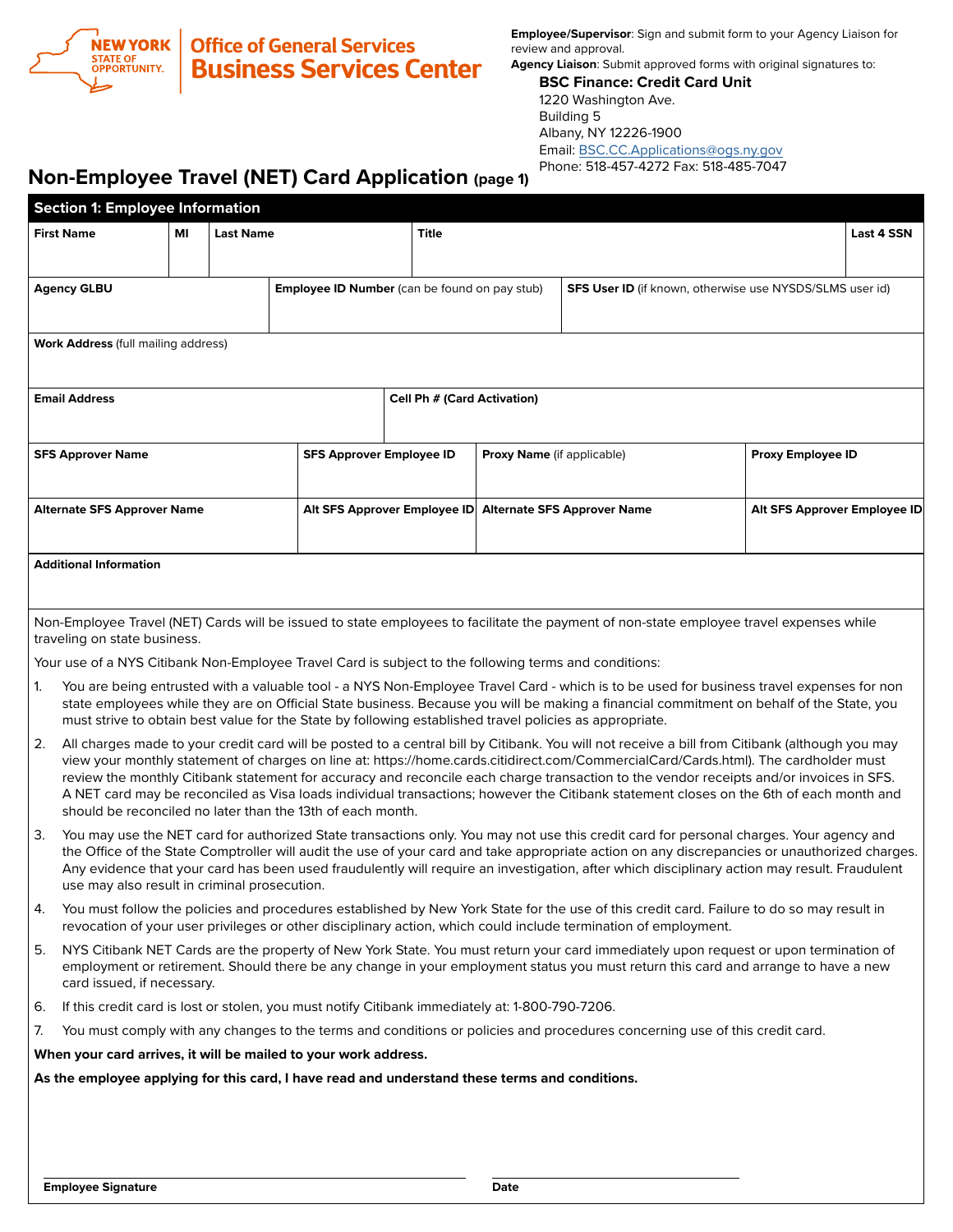**NEW YORK STATE OF OPPORTUNITY.** | **Office of General Services Business Services Center**

**Employee/Supervisor**: Sign and submit form to your Agency Liaison for review and approval.

**Agency Liaison**: Submit approved forms with original signatures to:

**BSC Finance: Credit Card Unit**
1220 Washington Ave.
Building 5
Albany, NY 12226-1900
Email: BSC.CC.Applications@ogs.ny.gov
Phone: 518-457-4272 Fax: 518-485-7047

# Non-Employee Travel (NET) Card Application (page 1)

## Section 1: Employee Information

| **First Name** | **MI** | **Last Name** | **Title** | **Last 4 SSN** |
|---|---|---|---|---|
| | | | | |

| **Agency GLBU** | **Employee ID Number** (can be found on pay stub) | **SFS User ID** (if known, otherwise use NYSDS/SLMS user id) |
|---|---|---|
| | | |

| **Work Address** (full mailing address) |
|---|
| |

| **Email Address** | **Cell Ph # (Card Activation)** |
|---|---|
| | |

| **SFS Approver Name** | **SFS Approver Employee ID** | **Proxy Name** (if applicable) | **Proxy Employee ID** |
|---|---|---|---|
| | | | |
| **Alternate SFS Approver Name** | **Alt SFS Approver Employee ID** | **Alternate SFS Approver Name** | **Alt SFS Approver Employee ID** |
| | | | |

| **Additional Information** |
|---|
| |

Non-Employee Travel (NET) Cards will be issued to state employees to facilitate the payment of non-state employee travel expenses while traveling on state business.

Your use of a NYS Citibank Non-Employee Travel Card is subject to the following terms and conditions:

1. You are being entrusted with a valuable tool - a NYS Non-Employee Travel Card - which is to be used for business travel expenses for non state employees while they are on Official State business. Because you will be making a financial commitment on behalf of the State, you must strive to obtain best value for the State by following established travel policies as appropriate.
2. All charges made to your credit card will be posted to a central bill by Citibank. You will not receive a bill from Citibank (although you may view your monthly statement of charges on line at: https://home.cards.citidirect.com/CommercialCard/Cards.html). The cardholder must review the monthly Citibank statement for accuracy and reconcile each charge transaction to the vendor receipts and/or invoices in SFS. A NET card may be reconciled as Visa loads individual transactions; however the Citibank statement closes on the 6th of each month and should be reconciled no later than the 13th of each month.
3. You may use the NET card for authorized State transactions only. You may not use this credit card for personal charges. Your agency and the Office of the State Comptroller will audit the use of your card and take appropriate action on any discrepancies or unauthorized charges. Any evidence that your card has been used fraudulently will require an investigation, after which disciplinary action may result. Fraudulent use may also result in criminal prosecution.
4. You must follow the policies and procedures established by New York State for the use of this credit card. Failure to do so may result in revocation of your user privileges or other disciplinary action, which could include termination of employment.
5. NYS Citibank NET Cards are the property of New York State. You must return your card immediately upon request or upon termination of employment or retirement. Should there be any change in your employment status you must return this card and arrange to have a new card issued, if necessary.
6. If this credit card is lost or stolen, you must notify Citibank immediately at: 1-800-790-7206.
7. You must comply with any changes to the terms and conditions or policies and procedures concerning use of this credit card.

**When your card arrives, it will be mailed to your work address.**

**As the employee applying for this card, I have read and understand these terms and conditions.**

______________________________ ______________________________
**Employee Signature** **Date**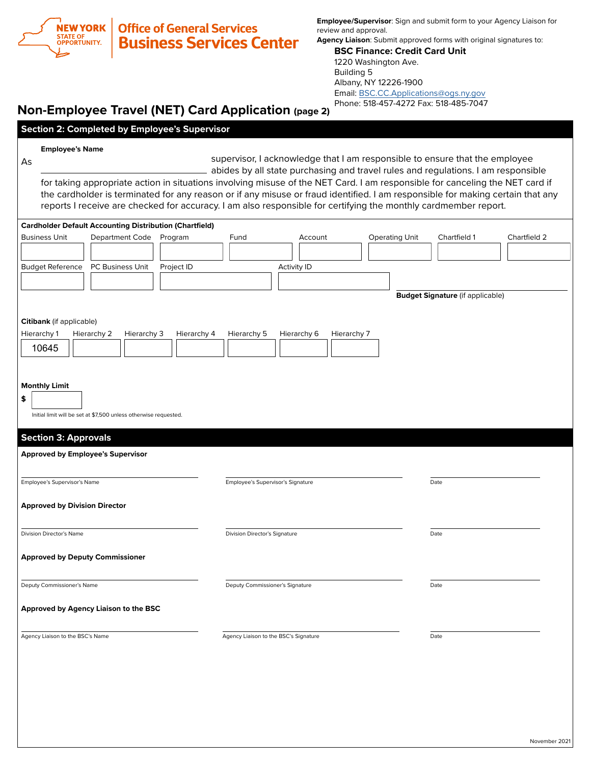**Employee/Supervisor**: Sign and submit form to your Agency Liaison for review and approval.

**Agency Liaison**: Submit approved forms with original signatures to:

**BSC Finance: Credit Card Unit**
1220 Washington Ave.
Building 5
Albany, NY 12226-1900
Email: BSC.CC.Applications@ogs.ny.gov
Phone: 518-457-4272 Fax: 518-485-7047

NEW YORK STATE OF OPPORTUNITY.

Office of General Services
Business Services Center

# Non-Employee Travel (NET) Card Application (page 2)

## Section 2: Completed by Employee's Supervisor

As ______________________ (**Employee's Name**) supervisor, I acknowledge that I am responsible to ensure that the employee abides by all state purchasing and travel rules and regulations. I am responsible for taking appropriate action in situations involving misuse of the NET Card. I am responsible for canceling the NET card if the cardholder is terminated for any reason or if any misuse or fraud identified. I am responsible for making certain that any reports I receive are checked for accuracy. I am also responsible for certifying the monthly cardmember report.

**Cardholder Default Accounting Distribution (Chartfield)**

| Business Unit | Department Code | Program | Fund | Account | Operating Unit | Chartfield 1 | Chartfield 2 |
|---|---|---|---|---|---|---|---|
| | | | | | | | |

| Budget Reference | PC Business Unit | Project ID | Activity ID |
|---|---|---|---|
| | | | |

______________________
**Budget Signature** (if applicable)

**Citibank** (if applicable)

| Hierarchy 1 | Hierarchy 2 | Hierarchy 3 | Hierarchy 4 | Hierarchy 5 | Hierarchy 6 | Hierarchy 7 |
|---|---|---|---|---|---|---|
| 10645 | | | | | | |

**Monthly Limit**

$ ________

Initial limit will be set at $7,500 unless otherwise requested.

## Section 3: Approvals

**Approved by Employee's Supervisor**

| Employee's Supervisor's Name | Employee's Supervisor's Signature | Date |
|---|---|---|
| | | |

**Approved by Division Director**

| Division Director's Name | Division Director's Signature | Date |
|---|---|---|
| | | |

**Approved by Deputy Commissioner**

| Deputy Commissioner's Name | Deputy Commissioner's Signature | Date |
|---|---|---|
| | | |

**Approved by Agency Liaison to the BSC**

| Agency Liaison to the BSC's Name | Agency Liaison to the BSC's Signature | Date |
|---|---|---|
| | | |

November 2021